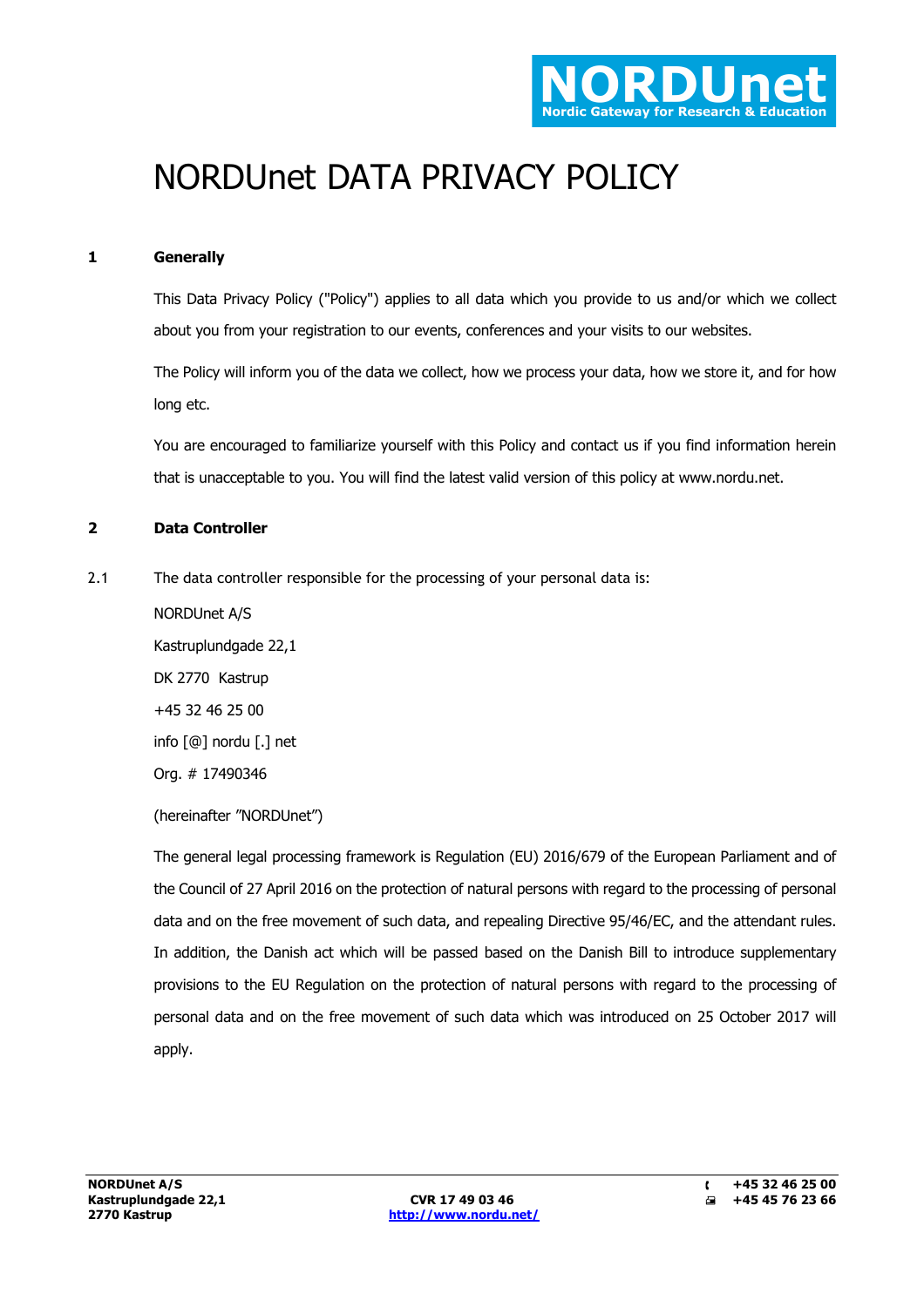# NORDUnet DATA PRIVACY POLICY

## 1 Generally

This Data Privacy Policy ("Policy") applies to all data which you provide to us and/or which we collect about you from your registration to our events, conferences and your visits to our websites.

The Policy will inform you of the data we collect, how we process your data, how we store it, and for how long etc.

You are encouraged to familiarize yourself with this Policy and contact us if you find information herein that is unacceptable to you. You will find the latest valid version of this policy at www.nordu.net.

## 2 Data Controller

2.1 The data controller responsible for the processing of your personal data is:

NORDUnet A/S

Kastruplundgade 22,1

DK 2770 Kastrup

+45 32 46 25 00

info [@] nordu [.] net

Org. # 17490346

(hereinafter "NORDUnet")

The general legal processing framework is Regulation (EU) 2016/679 of the European Parliament and of the Council of 27 April 2016 on the protection of natural persons with regard to the processing of personal data and on the free movement of such data, and repealing Directive 95/46/EC, and the attendant rules. In addition, the Danish act which will be passed based on the Danish Bill to introduce supplementary provisions to the EU Regulation on the protection of natural persons with regard to the processing of personal data and on the free movement of such data which was introduced on 25 October 2017 will apply.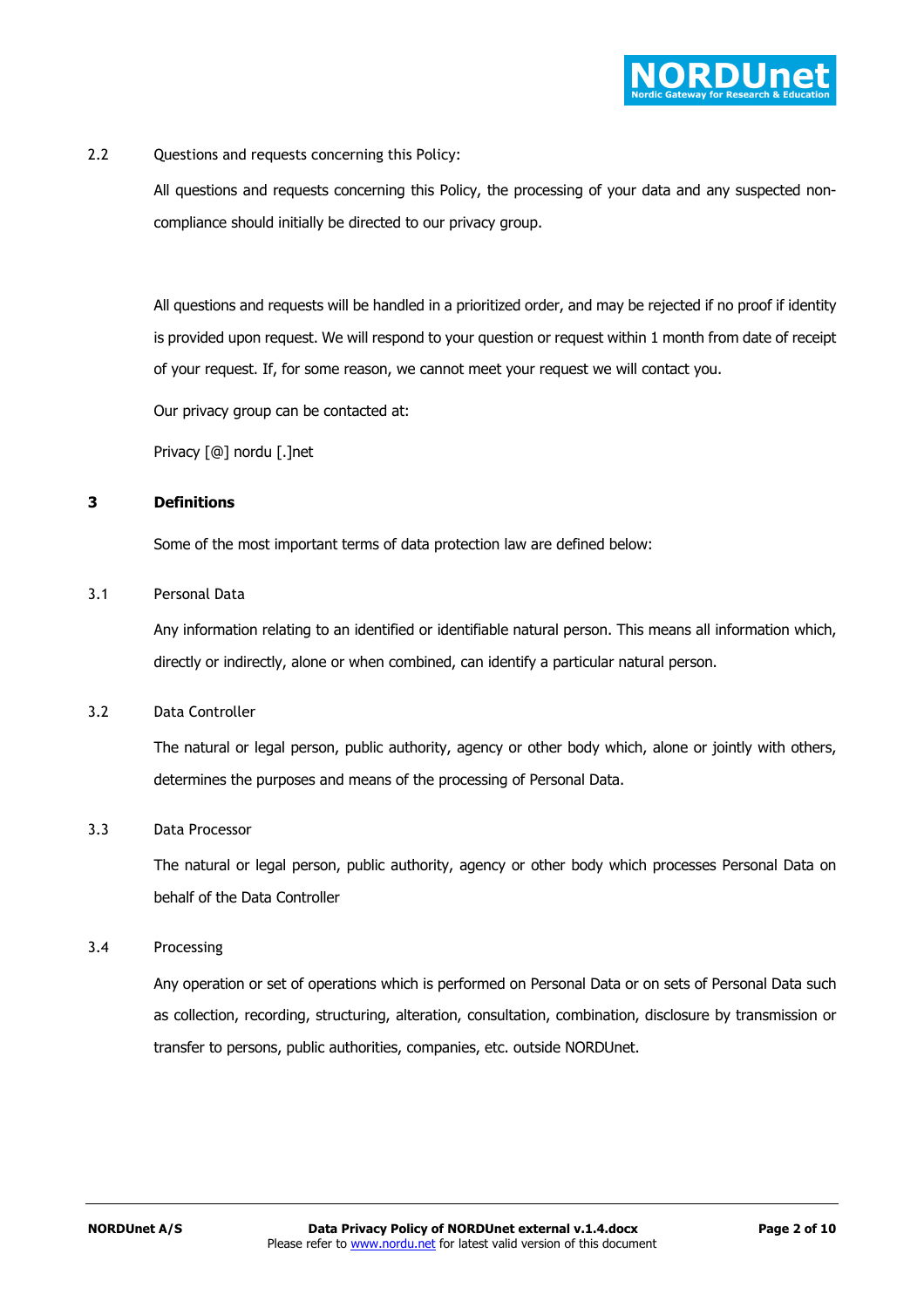2.2 Questions and requests concerning this Policy:

All questions and requests concerning this Policy, the processing of your data and any suspected non-compliance should initially be directed to our privacy group.

All questions and requests will be handled in a prioritized order, and may be rejected if no proof if identity is provided upon request. We will respond to your question or request within 1 month from date of receipt of your request. If, for some reason, we cannot meet your request we will contact you.

Our privacy group can be contacted at:

Privacy [@] nordu [.]net

## 3 Definitions

Some of the most important terms of data protection law are defined below:

3.1 Personal Data

Any information relating to an identified or identifiable natural person. This means all information which, directly or indirectly, alone or when combined, can identify a particular natural person.

3.2 Data Controller

The natural or legal person, public authority, agency or other body which, alone or jointly with others, determines the purposes and means of the processing of Personal Data.

3.3 Data Processor

The natural or legal person, public authority, agency or other body which processes Personal Data on behalf of the Data Controller

3.4 Processing

Any operation or set of operations which is performed on Personal Data or on sets of Personal Data such as collection, recording, structuring, alteration, consultation, combination, disclosure by transmission or transfer to persons, public authorities, companies, etc. outside NORDUnet.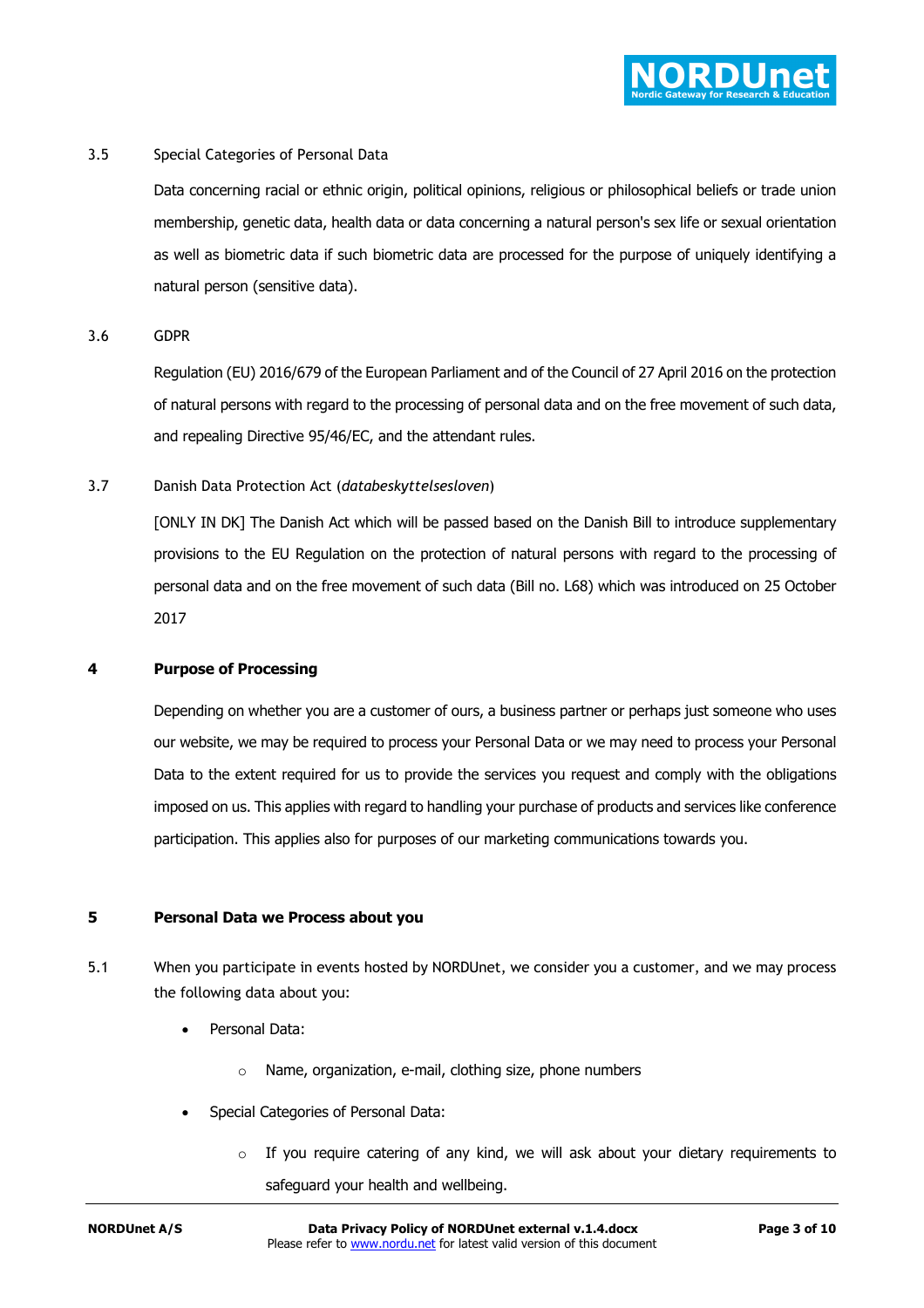3.5 Special Categories of Personal Data

Data concerning racial or ethnic origin, political opinions, religious or philosophical beliefs or trade union membership, genetic data, health data or data concerning a natural person's sex life or sexual orientation as well as biometric data if such biometric data are processed for the purpose of uniquely identifying a natural person (sensitive data).

3.6 GDPR

Regulation (EU) 2016/679 of the European Parliament and of the Council of 27 April 2016 on the protection of natural persons with regard to the processing of personal data and on the free movement of such data, and repealing Directive 95/46/EC, and the attendant rules.

3.7 Danish Data Protection Act (*databeskyttelsesloven*)

[ONLY IN DK] The Danish Act which will be passed based on the Danish Bill to introduce supplementary provisions to the EU Regulation on the protection of natural persons with regard to the processing of personal data and on the free movement of such data (Bill no. L68) which was introduced on 25 October 2017

## 4 Purpose of Processing

Depending on whether you are a customer of ours, a business partner or perhaps just someone who uses our website, we may be required to process your Personal Data or we may need to process your Personal Data to the extent required for us to provide the services you request and comply with the obligations imposed on us. This applies with regard to handling your purchase of products and services like conference participation. This applies also for purposes of our marketing communications towards you.

## 5 Personal Data we Process about you

5.1 When you participate in events hosted by NORDUnet, we consider you a customer, and we may process the following data about you:

- Personal Data:
  - Name, organization, e-mail, clothing size, phone numbers
- Special Categories of Personal Data:
  - If you require catering of any kind, we will ask about your dietary requirements to safeguard your health and wellbeing.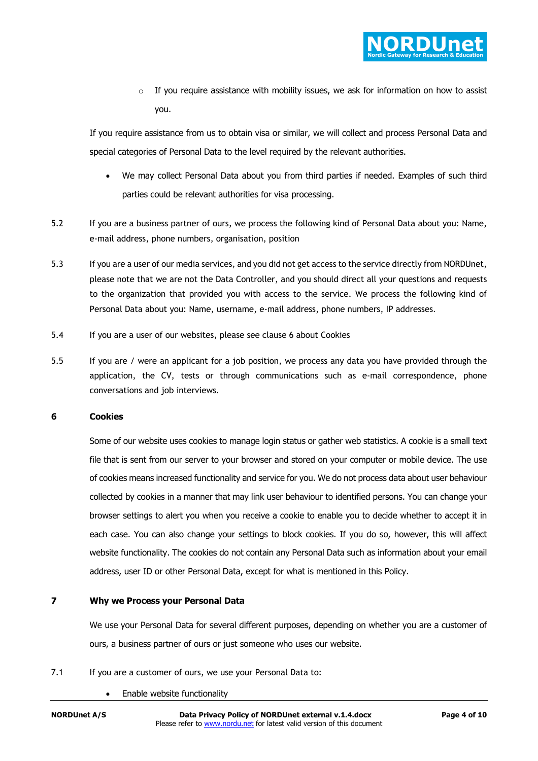- If you require assistance with mobility issues, we ask for information on how to assist you.

If you require assistance from us to obtain visa or similar, we will collect and process Personal Data and special categories of Personal Data to the level required by the relevant authorities.

- We may collect Personal Data about you from third parties if needed. Examples of such third parties could be relevant authorities for visa processing.

5.2 If you are a business partner of ours, we process the following kind of Personal Data about you: Name, e-mail address, phone numbers, organisation, position

5.3 If you are a user of our media services, and you did not get access to the service directly from NORDUnet, please note that we are not the Data Controller, and you should direct all your questions and requests to the organization that provided you with access to the service. We process the following kind of Personal Data about you: Name, username, e-mail address, phone numbers, IP addresses.

5.4 If you are a user of our websites, please see clause 6 about Cookies

5.5 If you are / were an applicant for a job position, we process any data you have provided through the application, the CV, tests or through communications such as e-mail correspondence, phone conversations and job interviews.

## 6 Cookies

Some of our website uses cookies to manage login status or gather web statistics. A cookie is a small text file that is sent from our server to your browser and stored on your computer or mobile device. The use of cookies means increased functionality and service for you. We do not process data about user behaviour collected by cookies in a manner that may link user behaviour to identified persons. You can change your browser settings to alert you when you receive a cookie to enable you to decide whether to accept it in each case. You can also change your settings to block cookies. If you do so, however, this will affect website functionality. The cookies do not contain any Personal Data such as information about your email address, user ID or other Personal Data, except for what is mentioned in this Policy.

## 7 Why we Process your Personal Data

We use your Personal Data for several different purposes, depending on whether you are a customer of ours, a business partner of ours or just someone who uses our website.

7.1 If you are a customer of ours, we use your Personal Data to:

- Enable website functionality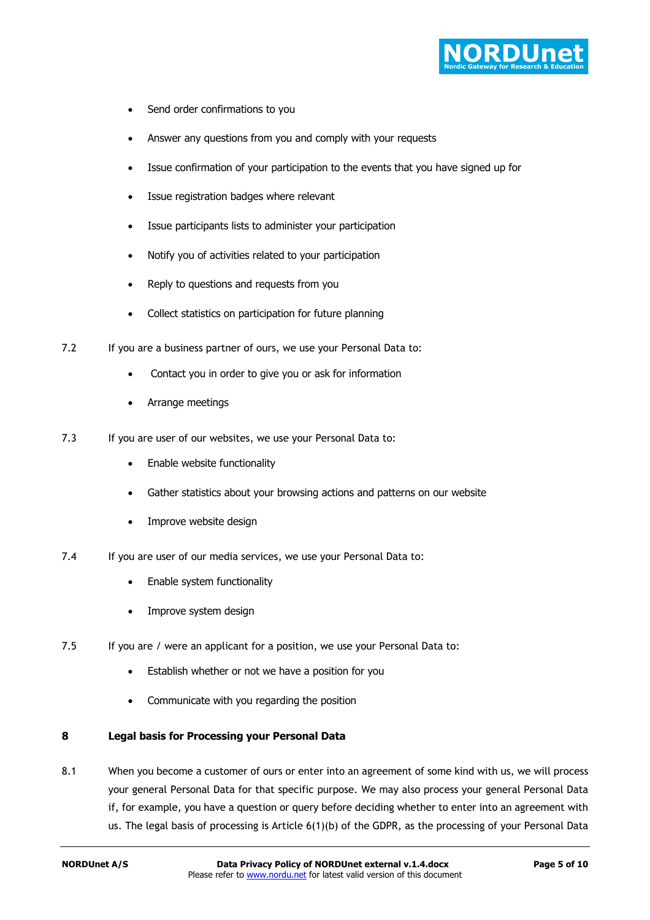- Send order confirmations to you
- Answer any questions from you and comply with your requests
- Issue confirmation of your participation to the events that you have signed up for
- Issue registration badges where relevant
- Issue participants lists to administer your participation
- Notify you of activities related to your participation
- Reply to questions and requests from you
- Collect statistics on participation for future planning

7.2 If you are a business partner of ours, we use your Personal Data to:

- Contact you in order to give you or ask for information
- Arrange meetings

7.3 If you are user of our websites, we use your Personal Data to:

- Enable website functionality
- Gather statistics about your browsing actions and patterns on our website
- Improve website design

7.4 If you are user of our media services, we use your Personal Data to:

- Enable system functionality
- Improve system design

7.5 If you are / were an applicant for a position, we use your Personal Data to:

- Establish whether or not we have a position for you
- Communicate with you regarding the position

## 8 Legal basis for Processing your Personal Data

8.1 When you become a customer of ours or enter into an agreement of some kind with us, we will process your general Personal Data for that specific purpose. We may also process your general Personal Data if, for example, you have a question or query before deciding whether to enter into an agreement with us. The legal basis of processing is Article 6(1)(b) of the GDPR, as the processing of your Personal Data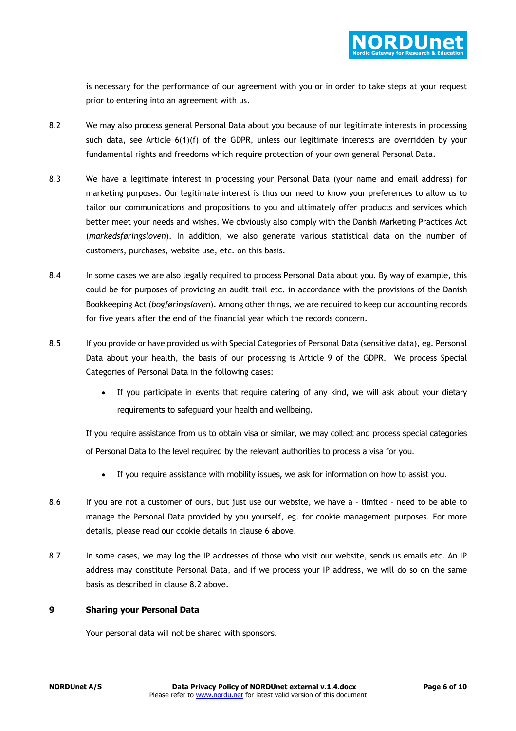is necessary for the performance of our agreement with you or in order to take steps at your request prior to entering into an agreement with us.

8.2 We may also process general Personal Data about you because of our legitimate interests in processing such data, see Article 6(1)(f) of the GDPR, unless our legitimate interests are overridden by your fundamental rights and freedoms which require protection of your own general Personal Data.

8.3 We have a legitimate interest in processing your Personal Data (your name and email address) for marketing purposes. Our legitimate interest is thus our need to know your preferences to allow us to tailor our communications and propositions to you and ultimately offer products and services which better meet your needs and wishes. We obviously also comply with the Danish Marketing Practices Act (*markedsføringsloven*). In addition, we also generate various statistical data on the number of customers, purchases, website use, etc. on this basis.

8.4 In some cases we are also legally required to process Personal Data about you. By way of example, this could be for purposes of providing an audit trail etc. in accordance with the provisions of the Danish Bookkeeping Act (*bogføringsloven*). Among other things, we are required to keep our accounting records for five years after the end of the financial year which the records concern.

8.5 If you provide or have provided us with Special Categories of Personal Data (sensitive data), eg. Personal Data about your health, the basis of our processing is Article 9 of the GDPR. We process Special Categories of Personal Data in the following cases:

- If you participate in events that require catering of any kind, we will ask about your dietary requirements to safeguard your health and wellbeing.

If you require assistance from us to obtain visa or similar, we may collect and process special categories of Personal Data to the level required by the relevant authorities to process a visa for you.

- If you require assistance with mobility issues, we ask for information on how to assist you.

8.6 If you are not a customer of ours, but just use our website, we have a – limited – need to be able to manage the Personal Data provided by you yourself, eg. for cookie management purposes. For more details, please read our cookie details in clause 6 above.

8.7 In some cases, we may log the IP addresses of those who visit our website, sends us emails etc. An IP address may constitute Personal Data, and if we process your IP address, we will do so on the same basis as described in clause 8.2 above.

## 9 Sharing your Personal Data

Your personal data will not be shared with sponsors.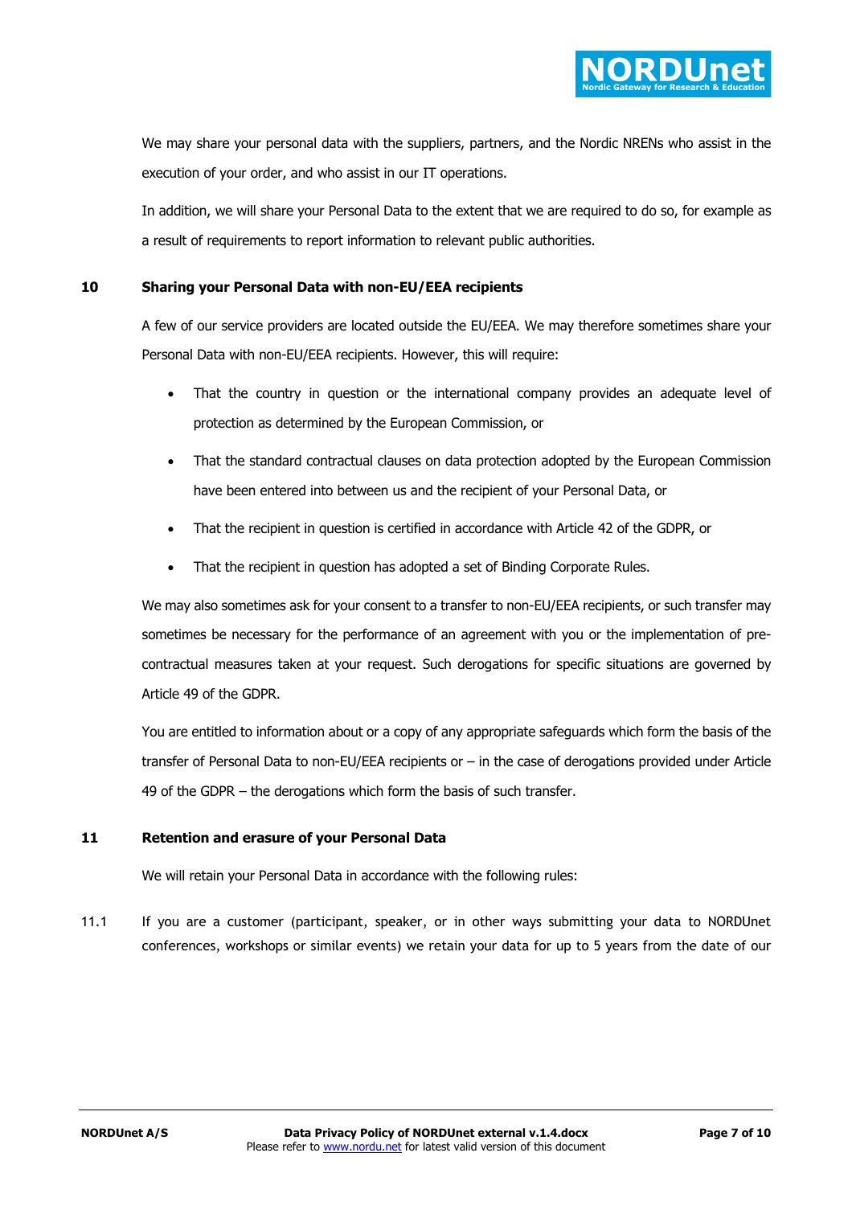We may share your personal data with the suppliers, partners, and the Nordic NRENs who assist in the execution of your order, and who assist in our IT operations.

In addition, we will share your Personal Data to the extent that we are required to do so, for example as a result of requirements to report information to relevant public authorities.

## 10 Sharing your Personal Data with non-EU/EEA recipients

A few of our service providers are located outside the EU/EEA. We may therefore sometimes share your Personal Data with non-EU/EEA recipients. However, this will require:

- That the country in question or the international company provides an adequate level of protection as determined by the European Commission, or
- That the standard contractual clauses on data protection adopted by the European Commission have been entered into between us and the recipient of your Personal Data, or
- That the recipient in question is certified in accordance with Article 42 of the GDPR, or
- That the recipient in question has adopted a set of Binding Corporate Rules.

We may also sometimes ask for your consent to a transfer to non-EU/EEA recipients, or such transfer may sometimes be necessary for the performance of an agreement with you or the implementation of pre-contractual measures taken at your request. Such derogations for specific situations are governed by Article 49 of the GDPR.

You are entitled to information about or a copy of any appropriate safeguards which form the basis of the transfer of Personal Data to non-EU/EEA recipients or – in the case of derogations provided under Article 49 of the GDPR – the derogations which form the basis of such transfer.

## 11 Retention and erasure of your Personal Data

We will retain your Personal Data in accordance with the following rules:

11.1 If you are a customer (participant, speaker, or in other ways submitting your data to NORDUnet conferences, workshops or similar events) we retain your data for up to 5 years from the date of our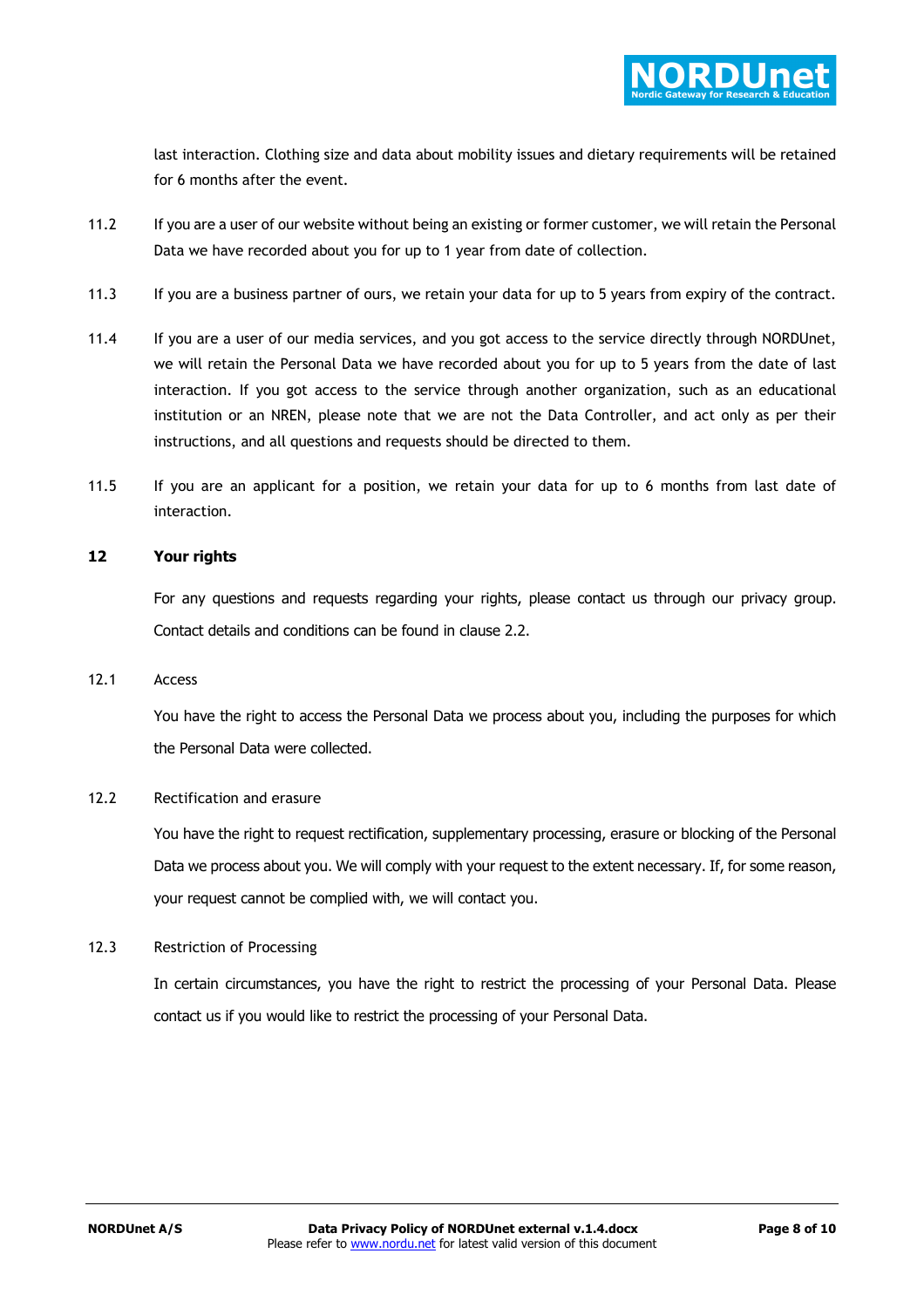last interaction. Clothing size and data about mobility issues and dietary requirements will be retained for 6 months after the event.

11.2 If you are a user of our website without being an existing or former customer, we will retain the Personal Data we have recorded about you for up to 1 year from date of collection.

11.3 If you are a business partner of ours, we retain your data for up to 5 years from expiry of the contract.

11.4 If you are a user of our media services, and you got access to the service directly through NORDUnet, we will retain the Personal Data we have recorded about you for up to 5 years from the date of last interaction. If you got access to the service through another organization, such as an educational institution or an NREN, please note that we are not the Data Controller, and act only as per their instructions, and all questions and requests should be directed to them.

11.5 If you are an applicant for a position, we retain your data for up to 6 months from last date of interaction.

## 12 Your rights

For any questions and requests regarding your rights, please contact us through our privacy group. Contact details and conditions can be found in clause 2.2.

### 12.1 Access

You have the right to access the Personal Data we process about you, including the purposes for which the Personal Data were collected.

### 12.2 Rectification and erasure

You have the right to request rectification, supplementary processing, erasure or blocking of the Personal Data we process about you. We will comply with your request to the extent necessary. If, for some reason, your request cannot be complied with, we will contact you.

### 12.3 Restriction of Processing

In certain circumstances, you have the right to restrict the processing of your Personal Data. Please contact us if you would like to restrict the processing of your Personal Data.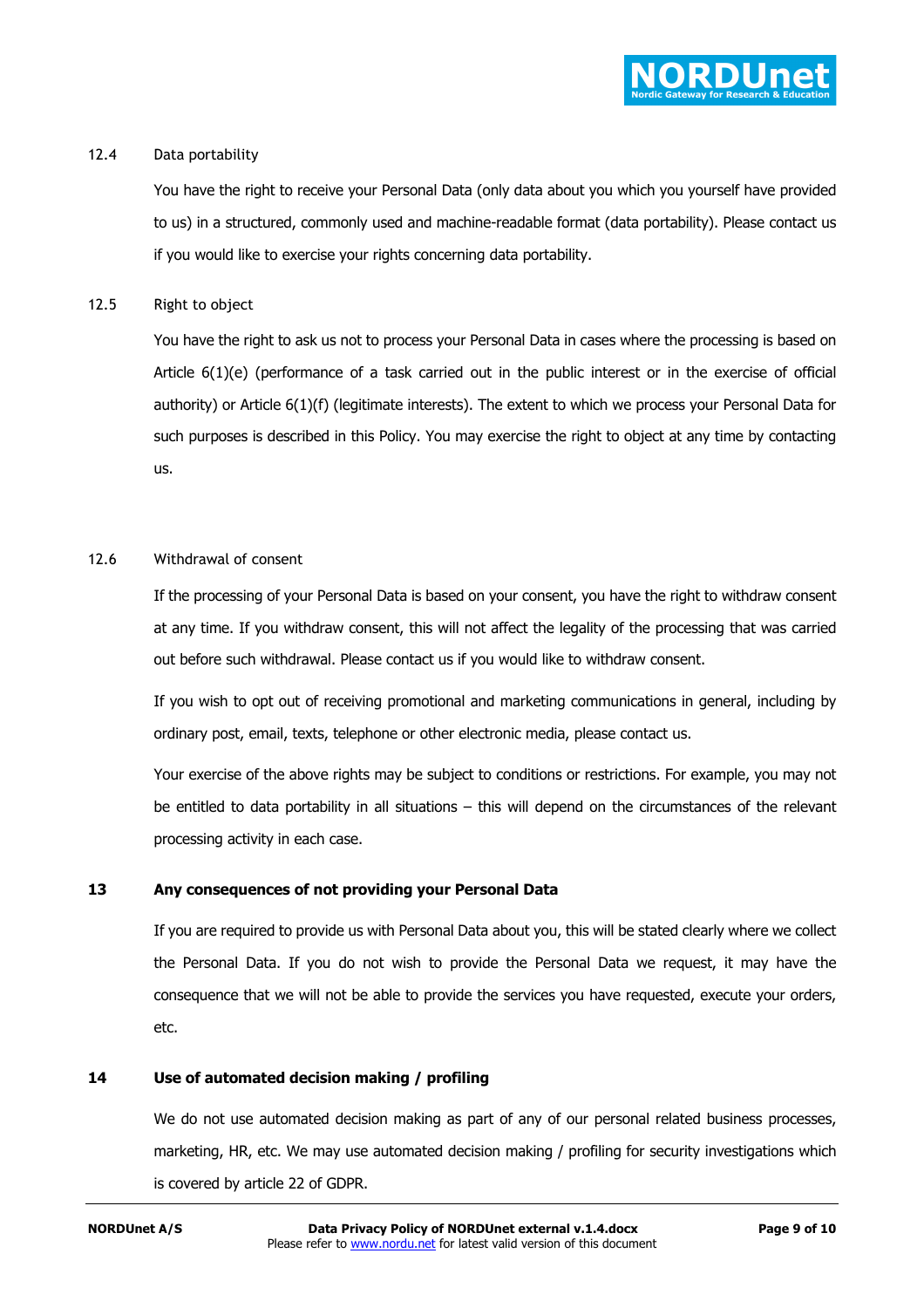### 12.4 Data portability

You have the right to receive your Personal Data (only data about you which you yourself have provided to us) in a structured, commonly used and machine-readable format (data portability). Please contact us if you would like to exercise your rights concerning data portability.

### 12.5 Right to object

You have the right to ask us not to process your Personal Data in cases where the processing is based on Article 6(1)(e) (performance of a task carried out in the public interest or in the exercise of official authority) or Article 6(1)(f) (legitimate interests). The extent to which we process your Personal Data for such purposes is described in this Policy. You may exercise the right to object at any time by contacting us.

### 12.6 Withdrawal of consent

If the processing of your Personal Data is based on your consent, you have the right to withdraw consent at any time. If you withdraw consent, this will not affect the legality of the processing that was carried out before such withdrawal. Please contact us if you would like to withdraw consent.

If you wish to opt out of receiving promotional and marketing communications in general, including by ordinary post, email, texts, telephone or other electronic media, please contact us.

Your exercise of the above rights may be subject to conditions or restrictions. For example, you may not be entitled to data portability in all situations – this will depend on the circumstances of the relevant processing activity in each case.

## 13 Any consequences of not providing your Personal Data

If you are required to provide us with Personal Data about you, this will be stated clearly where we collect the Personal Data. If you do not wish to provide the Personal Data we request, it may have the consequence that we will not be able to provide the services you have requested, execute your orders, etc.

## 14 Use of automated decision making / profiling

We do not use automated decision making as part of any of our personal related business processes, marketing, HR, etc. We may use automated decision making / profiling for security investigations which is covered by article 22 of GDPR.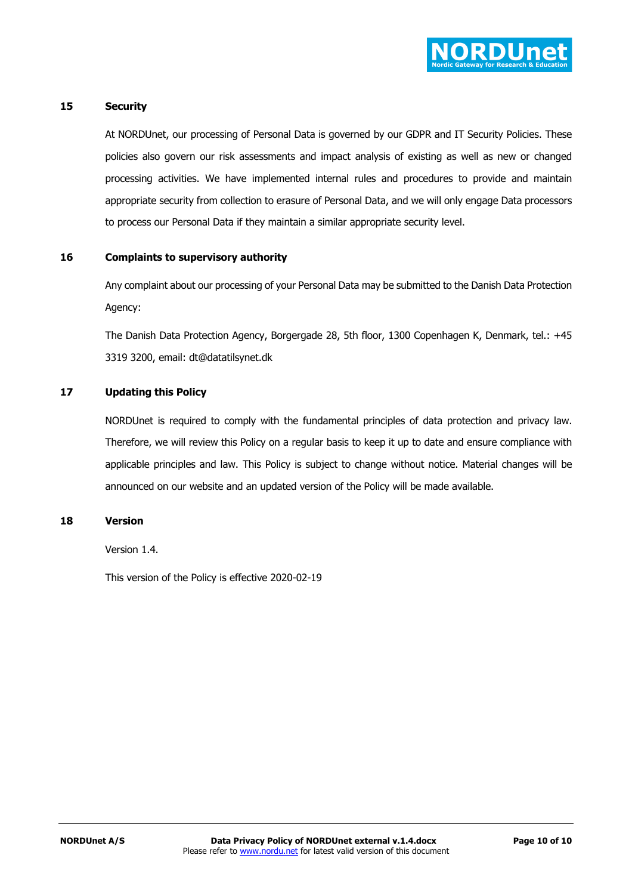## 15 Security

At NORDUnet, our processing of Personal Data is governed by our GDPR and IT Security Policies. These policies also govern our risk assessments and impact analysis of existing as well as new or changed processing activities. We have implemented internal rules and procedures to provide and maintain appropriate security from collection to erasure of Personal Data, and we will only engage Data processors to process our Personal Data if they maintain a similar appropriate security level.

## 16 Complaints to supervisory authority

Any complaint about our processing of your Personal Data may be submitted to the Danish Data Protection Agency:

The Danish Data Protection Agency, Borgergade 28, 5th floor, 1300 Copenhagen K, Denmark, tel.: +45 3319 3200, email: dt@datatilsynet.dk

## 17 Updating this Policy

NORDUnet is required to comply with the fundamental principles of data protection and privacy law. Therefore, we will review this Policy on a regular basis to keep it up to date and ensure compliance with applicable principles and law. This Policy is subject to change without notice. Material changes will be announced on our website and an updated version of the Policy will be made available.

## 18 Version

Version 1.4.

This version of the Policy is effective 2020-02-19